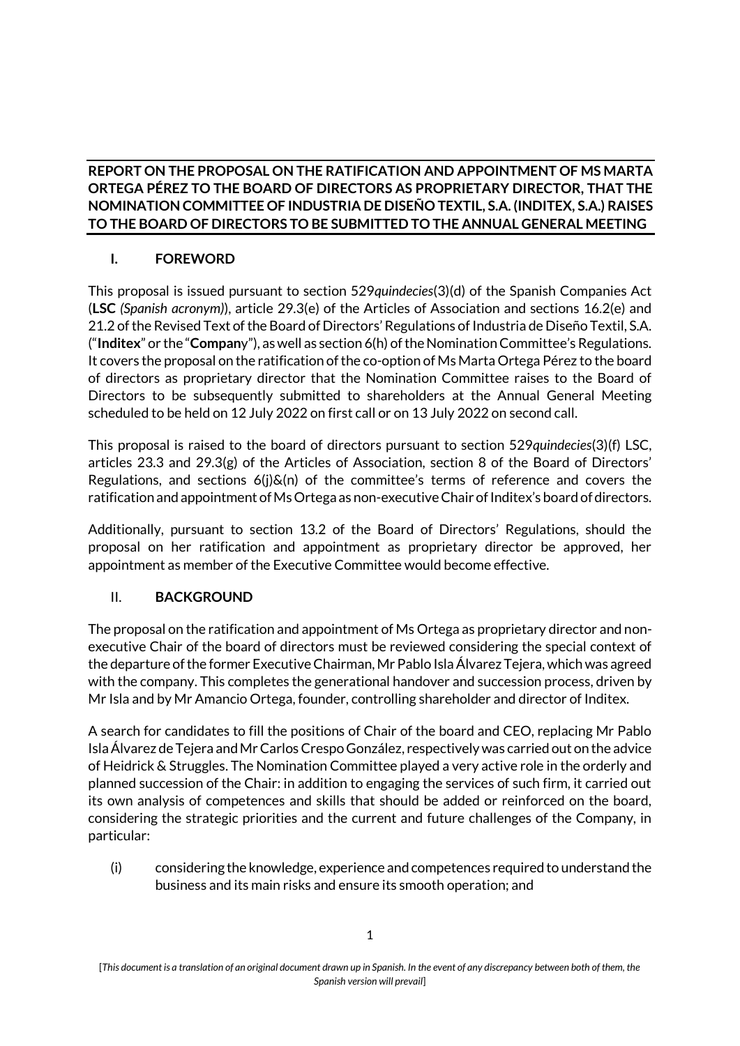**REPORT ON THE PROPOSAL ON THE RATIFICATION AND APPOINTMENT OF MS MARTA ORTEGA PÉREZ TO THE BOARD OF DIRECTORS AS PROPRIETARY DIRECTOR, THAT THE NOMINATION COMMITTEE OF INDUSTRIA DE DISEÑO TEXTIL, S.A. (INDITEX, S.A.) RAISES TO THE BOARD OF DIRECTORS TO BE SUBMITTED TO THE ANNUAL GENERAL MEETING**

## I. FOREWORD

This proposal is issued pursuant to section 529*quindecies*(3)(d) of the Spanish Companies Act (**LSC** *(Spanish acronym)*), article 29.3(e) of the Articles of Association and sections 16.2(e) and 21.2 of the Revised Text of the Board of Directors' Regulations of Industria de Diseño Textil, S.A. ("**Inditex**" or the "**Company**"), as well as section 6(h) of the Nomination Committee's Regulations. It covers the proposal on the ratification of the co-option of Ms Marta Ortega Pérez to the board of directors as proprietary director that the Nomination Committee raises to the Board of Directors to be subsequently submitted to shareholders at the Annual General Meeting scheduled to be held on 12 July 2022 on first call or on 13 July 2022 on second call.

This proposal is raised to the board of directors pursuant to section 529*quindecies*(3)(f) LSC, articles 23.3 and 29.3(g) of the Articles of Association, section 8 of the Board of Directors' Regulations, and sections 6(j)&(n) of the committee's terms of reference and covers the ratification and appointment of Ms Ortega as non-executive Chair of Inditex's board of directors.

Additionally, pursuant to section 13.2 of the Board of Directors' Regulations, should the proposal on her ratification and appointment as proprietary director be approved, her appointment as member of the Executive Committee would become effective.

## II. BACKGROUND

The proposal on the ratification and appointment of Ms Ortega as proprietary director and non-executive Chair of the board of directors must be reviewed considering the special context of the departure of the former Executive Chairman, Mr Pablo Isla Álvarez Tejera, which was agreed with the company. This completes the generational handover and succession process, driven by Mr Isla and by Mr Amancio Ortega, founder, controlling shareholder and director of Inditex.

A search for candidates to fill the positions of Chair of the board and CEO, replacing Mr Pablo Isla Álvarez de Tejera and Mr Carlos Crespo González, respectively was carried out on the advice of Heidrick & Struggles. The Nomination Committee played a very active role in the orderly and planned succession of the Chair: in addition to engaging the services of such firm, it carried out its own analysis of competences and skills that should be added or reinforced on the board, considering the strategic priorities and the current and future challenges of the Company, in particular:

(i) considering the knowledge, experience and competences required to understand the business and its main risks and ensure its smooth operation; and

[*This document is a translation of an original document drawn up in Spanish. In the event of any discrepancy between both of them, the Spanish version will prevail*]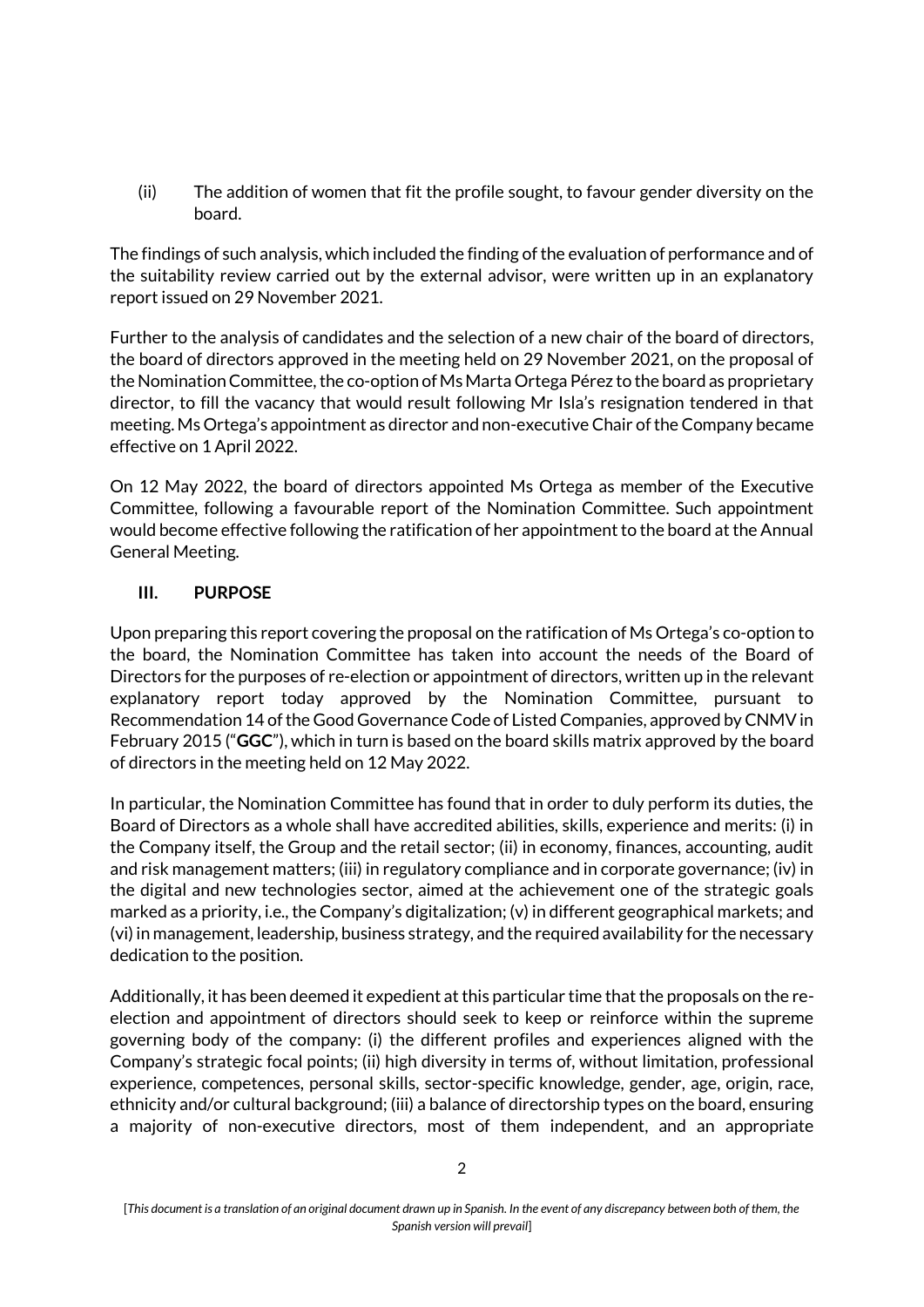(ii) The addition of women that fit the profile sought, to favour gender diversity on the board.

The findings of such analysis, which included the finding of the evaluation of performance and of the suitability review carried out by the external advisor, were written up in an explanatory report issued on 29 November 2021.

Further to the analysis of candidates and the selection of a new chair of the board of directors, the board of directors approved in the meeting held on 29 November 2021, on the proposal of the Nomination Committee, the co-option of Ms Marta Ortega Pérez to the board as proprietary director, to fill the vacancy that would result following Mr Isla's resignation tendered in that meeting. Ms Ortega's appointment as director and non-executive Chair of the Company became effective on 1 April 2022.

On 12 May 2022, the board of directors appointed Ms Ortega as member of the Executive Committee, following a favourable report of the Nomination Committee. Such appointment would become effective following the ratification of her appointment to the board at the Annual General Meeting.

## III. PURPOSE

Upon preparing this report covering the proposal on the ratification of Ms Ortega's co-option to the board, the Nomination Committee has taken into account the needs of the Board of Directors for the purposes of re-election or appointment of directors, written up in the relevant explanatory report today approved by the Nomination Committee, pursuant to Recommendation 14 of the Good Governance Code of Listed Companies, approved by CNMV in February 2015 ("**GGC**"), which in turn is based on the board skills matrix approved by the board of directors in the meeting held on 12 May 2022.

In particular, the Nomination Committee has found that in order to duly perform its duties, the Board of Directors as a whole shall have accredited abilities, skills, experience and merits: (i) in the Company itself, the Group and the retail sector; (ii) in economy, finances, accounting, audit and risk management matters; (iii) in regulatory compliance and in corporate governance; (iv) in the digital and new technologies sector, aimed at the achievement one of the strategic goals marked as a priority, i.e., the Company's digitalization; (v) in different geographical markets; and (vi) in management, leadership, business strategy, and the required availability for the necessary dedication to the position.

Additionally, it has been deemed it expedient at this particular time that the proposals on the re-election and appointment of directors should seek to keep or reinforce within the supreme governing body of the company: (i) the different profiles and experiences aligned with the Company's strategic focal points; (ii) high diversity in terms of, without limitation, professional experience, competences, personal skills, sector-specific knowledge, gender, age, origin, race, ethnicity and/or cultural background; (iii) a balance of directorship types on the board, ensuring a majority of non-executive directors, most of them independent, and an appropriate

[*This document is a translation of an original document drawn up in Spanish. In the event of any discrepancy between both of them, the Spanish version will prevail*]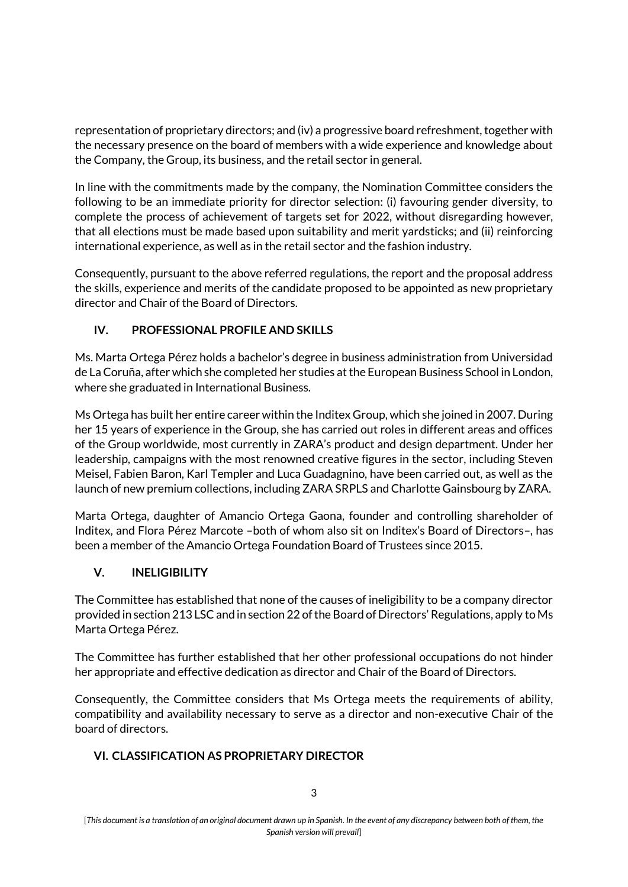representation of proprietary directors; and (iv) a progressive board refreshment, together with the necessary presence on the board of members with a wide experience and knowledge about the Company, the Group, its business, and the retail sector in general.

In line with the commitments made by the company, the Nomination Committee considers the following to be an immediate priority for director selection: (i) favouring gender diversity, to complete the process of achievement of targets set for 2022, without disregarding however, that all elections must be made based upon suitability and merit yardsticks; and (ii) reinforcing international experience, as well as in the retail sector and the fashion industry.

Consequently, pursuant to the above referred regulations, the report and the proposal address the skills, experience and merits of the candidate proposed to be appointed as new proprietary director and Chair of the Board of Directors.

## IV. PROFESSIONAL PROFILE AND SKILLS

Ms. Marta Ortega Pérez holds a bachelor's degree in business administration from Universidad de La Coruña, after which she completed her studies at the European Business School in London, where she graduated in International Business.

Ms Ortega has built her entire career within the Inditex Group, which she joined in 2007. During her 15 years of experience in the Group, she has carried out roles in different areas and offices of the Group worldwide, most currently in ZARA's product and design department. Under her leadership, campaigns with the most renowned creative figures in the sector, including Steven Meisel, Fabien Baron, Karl Templer and Luca Guadagnino, have been carried out, as well as the launch of new premium collections, including ZARA SRPLS and Charlotte Gainsbourg by ZARA.

Marta Ortega, daughter of Amancio Ortega Gaona, founder and controlling shareholder of Inditex, and Flora Pérez Marcote –both of whom also sit on Inditex's Board of Directors–, has been a member of the Amancio Ortega Foundation Board of Trustees since 2015.

## V. INELIGIBILITY

The Committee has established that none of the causes of ineligibility to be a company director provided in section 213 LSC and in section 22 of the Board of Directors' Regulations, apply to Ms Marta Ortega Pérez.

The Committee has further established that her other professional occupations do not hinder her appropriate and effective dedication as director and Chair of the Board of Directors.

Consequently, the Committee considers that Ms Ortega meets the requirements of ability, compatibility and availability necessary to serve as a director and non-executive Chair of the board of directors.

## VI. CLASSIFICATION AS PROPRIETARY DIRECTOR

[*This document is a translation of an original document drawn up in Spanish. In the event of any discrepancy between both of them, the Spanish version will prevail*]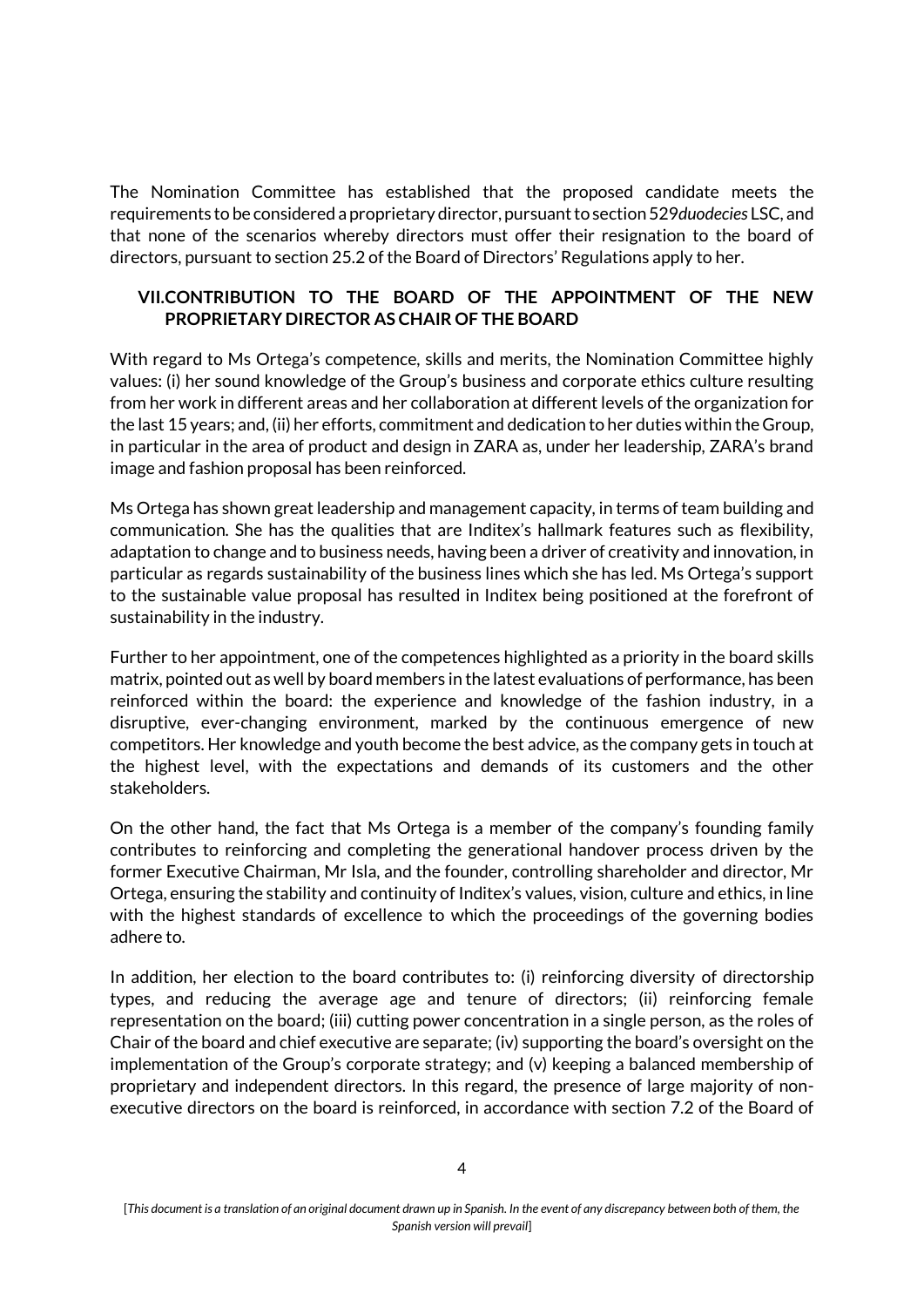The Nomination Committee has established that the proposed candidate meets the requirements to be considered a proprietary director, pursuant to section 529*duodecies* LSC, and that none of the scenarios whereby directors must offer their resignation to the board of directors, pursuant to section 25.2 of the Board of Directors' Regulations apply to her.

## VII. CONTRIBUTION TO THE BOARD OF THE APPOINTMENT OF THE NEW PROPRIETARY DIRECTOR AS CHAIR OF THE BOARD

With regard to Ms Ortega's competence, skills and merits, the Nomination Committee highly values: (i) her sound knowledge of the Group's business and corporate ethics culture resulting from her work in different areas and her collaboration at different levels of the organization for the last 15 years; and, (ii) her efforts, commitment and dedication to her duties within the Group, in particular in the area of product and design in ZARA as, under her leadership, ZARA's brand image and fashion proposal has been reinforced.

Ms Ortega has shown great leadership and management capacity, in terms of team building and communication. She has the qualities that are Inditex's hallmark features such as flexibility, adaptation to change and to business needs, having been a driver of creativity and innovation, in particular as regards sustainability of the business lines which she has led. Ms Ortega's support to the sustainable value proposal has resulted in Inditex being positioned at the forefront of sustainability in the industry.

Further to her appointment, one of the competences highlighted as a priority in the board skills matrix, pointed out as well by board members in the latest evaluations of performance, has been reinforced within the board: the experience and knowledge of the fashion industry, in a disruptive, ever-changing environment, marked by the continuous emergence of new competitors. Her knowledge and youth become the best advice, as the company gets in touch at the highest level, with the expectations and demands of its customers and the other stakeholders.

On the other hand, the fact that Ms Ortega is a member of the company's founding family contributes to reinforcing and completing the generational handover process driven by the former Executive Chairman, Mr Isla, and the founder, controlling shareholder and director, Mr Ortega, ensuring the stability and continuity of Inditex's values, vision, culture and ethics, in line with the highest standards of excellence to which the proceedings of the governing bodies adhere to.

In addition, her election to the board contributes to: (i) reinforcing diversity of directorship types, and reducing the average age and tenure of directors; (ii) reinforcing female representation on the board; (iii) cutting power concentration in a single person, as the roles of Chair of the board and chief executive are separate; (iv) supporting the board's oversight on the implementation of the Group's corporate strategy; and (v) keeping a balanced membership of proprietary and independent directors. In this regard, the presence of large majority of non-executive directors on the board is reinforced, in accordance with section 7.2 of the Board of

[*This document is a translation of an original document drawn up in Spanish. In the event of any discrepancy between both of them, the Spanish version will prevail*]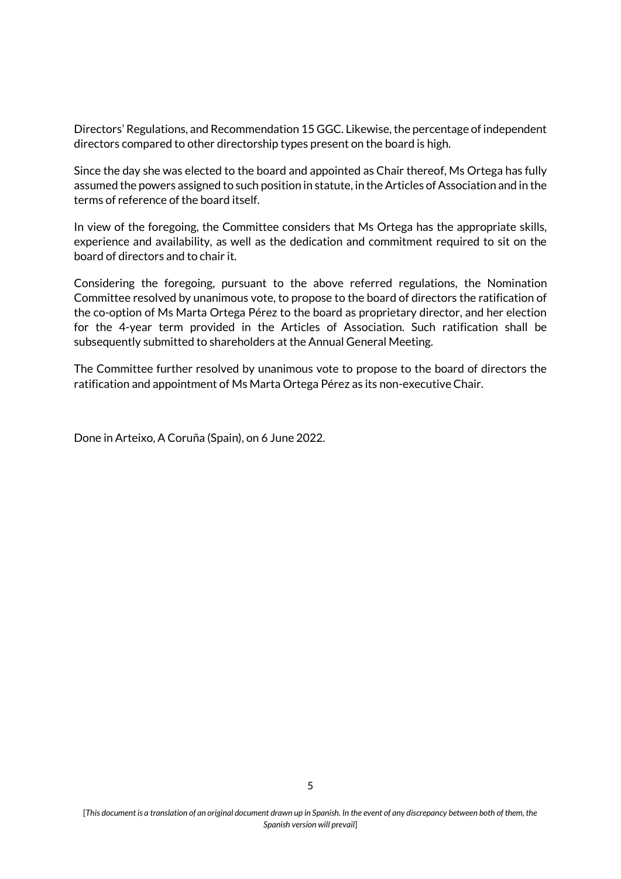Directors' Regulations, and Recommendation 15 GGC. Likewise, the percentage of independent directors compared to other directorship types present on the board is high.

Since the day she was elected to the board and appointed as Chair thereof, Ms Ortega has fully assumed the powers assigned to such position in statute, in the Articles of Association and in the terms of reference of the board itself.

In view of the foregoing, the Committee considers that Ms Ortega has the appropriate skills, experience and availability, as well as the dedication and commitment required to sit on the board of directors and to chair it.

Considering the foregoing, pursuant to the above referred regulations, the Nomination Committee resolved by unanimous vote, to propose to the board of directors the ratification of the co-option of Ms Marta Ortega Pérez to the board as proprietary director, and her election for the 4-year term provided in the Articles of Association. Such ratification shall be subsequently submitted to shareholders at the Annual General Meeting.

The Committee further resolved by unanimous vote to propose to the board of directors the ratification and appointment of Ms Marta Ortega Pérez as its non-executive Chair.

Done in Arteixo, A Coruña (Spain), on 6 June 2022.

[*This document is a translation of an original document drawn up in Spanish. In the event of any discrepancy between both of them, the Spanish version will prevail*]